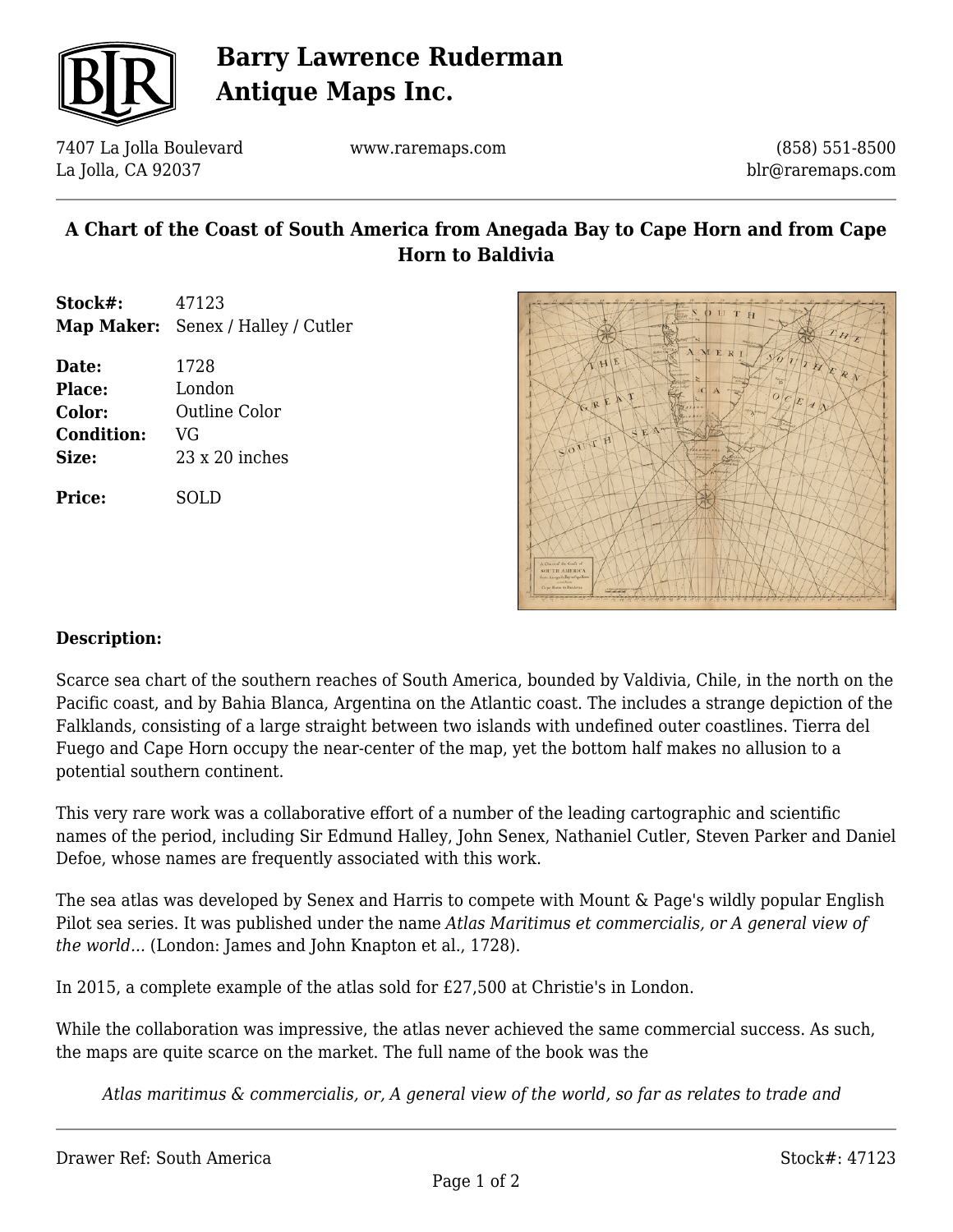# Barry Lawrence Ruderman Antique Maps Inc.

7407 La Jolla Boulevard
La Jolla, CA 92037

www.raremaps.com

(858) 551-8500
blr@raremaps.com

## A Chart of the Coast of South America from Anegada Bay to Cape Horn and from Cape Horn to Baldivia

**Stock#:** 47123
**Map Maker:** Senex / Halley / Cutler

**Date:** 1728
**Place:** London
**Color:** Outline Color
**Condition:** VG
**Size:** 23 x 20 inches

**Price:** SOLD

**Description:**

Scarce sea chart of the southern reaches of South America, bounded by Valdivia, Chile, in the north on the Pacific coast, and by Bahia Blanca, Argentina on the Atlantic coast. The includes a strange depiction of the Falklands, consisting of a large straight between two islands with undefined outer coastlines. Tierra del Fuego and Cape Horn occupy the near-center of the map, yet the bottom half makes no allusion to a potential southern continent.

This very rare work was a collaborative effort of a number of the leading cartographic and scientific names of the period, including Sir Edmund Halley, John Senex, Nathaniel Cutler, Steven Parker and Daniel Defoe, whose names are frequently associated with this work.

The sea atlas was developed by Senex and Harris to compete with Mount & Page's wildly popular English Pilot sea series. It was published under the name *Atlas Maritimus et commercialis, or A general view of the world...* (London: James and John Knapton et al., 1728).

In 2015, a complete example of the atlas sold for £27,500 at Christie's in London.

While the collaboration was impressive, the atlas never achieved the same commercial success. As such, the maps are quite scarce on the market. The full name of the book was the

> *Atlas maritimus & commercialis, or, A general view of the world, so far as relates to trade and*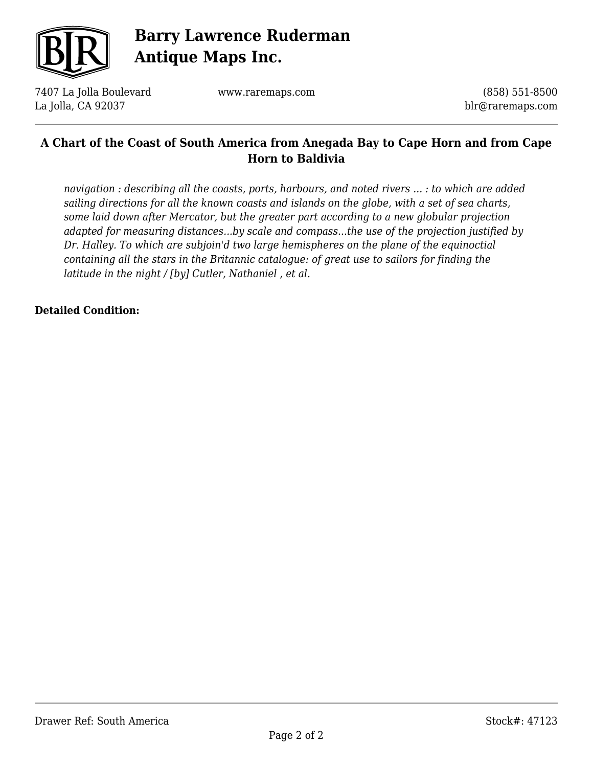navigation : describing all the coasts, ports, harbours, and noted rivers ... : to which are added sailing directions for all the known coasts and islands on the globe, with a set of sea charts, some laid down after Mercator, but the greater part according to a new globular projection adapted for measuring distances...by scale and compass...the use of the projection justified by Dr. Halley. To which are subjoin'd two large hemispheres on the plane of the equinoctial containing all the stars in the Britannic catalogue: of great use to sailors for finding the latitude in the night / [by] Cutler, Nathaniel , et al.*

**Detailed Condition:**